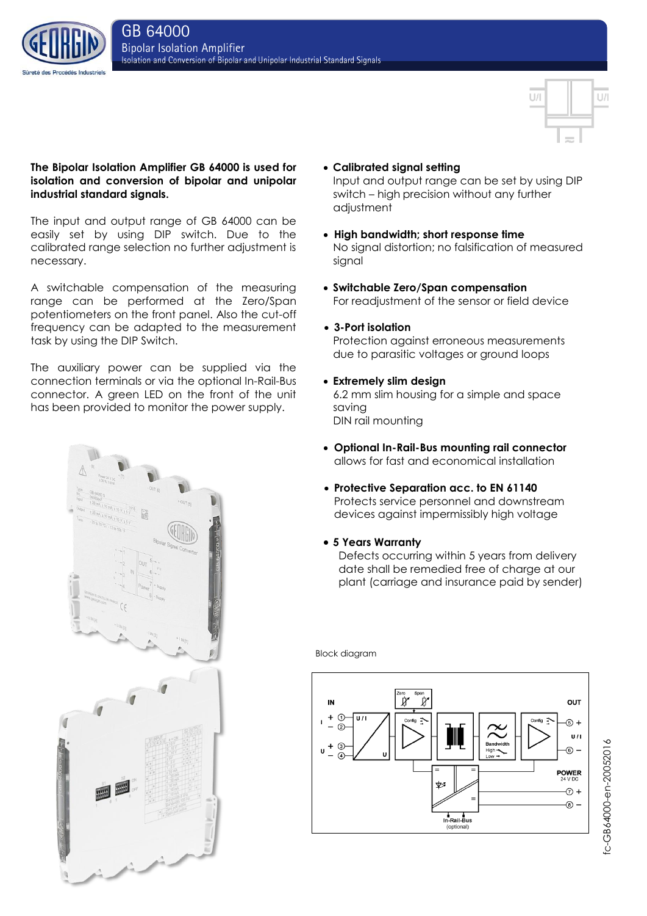# GB 64000

## Bipolar Isolation Amplifier

Isolation and Conversion of Bipolar and Unipolar Industrial Standard Signals

**The Bipolar Isolation Amplifier GB 64000 is used for isolation and conversion of bipolar and unipolar industrial standard signals.**

The input and output range of GB 64000 can be easily set by using DIP switch. Due to the calibrated range selection no further adjustment is necessary.

A switchable compensation of the measuring range can be performed at the Zero/Span potentiometers on the front panel. Also the cut-off frequency can be adapted to the measurement task by using the DIP Switch.

The auxiliary power can be supplied via the connection terminals or via the optional In-Rail-Bus connector. A green LED on the front of the unit has been provided to monitor the power supply.

- **Calibrated signal setting**
  Input and output range can be set by using DIP switch – high precision without any further adjustment
- **High bandwidth; short response time**
  No signal distortion; no falsification of measured signal
- **Switchable Zero/Span compensation**
  For readjustment of the sensor or field device
- **3-Port isolation**
  Protection against erroneous measurements due to parasitic voltages or ground loops
- **Extremely slim design**
  6.2 mm slim housing for a simple and space saving
  DIN rail mounting
- **Optional In-Rail-Bus mounting rail connector**
  allows for fast and economical installation
- **Protective Separation acc. to EN 61140**
  Protects service personnel and downstream devices against impermissibly high voltage
- **5 Years Warranty**
  Defects occurring within 5 years from delivery date shall be remedied free of charge at our plant (carriage and insurance paid by sender)

Block diagram

IN
I + 1 – 2
U + 3 – 4
U / I
Zero Span
Config
Bandwidth High Low
Config
OUT
5 + U / I 6 –
POWER 24 V DC
7 + 8 –
In-Rail-Bus (optional)

fc-GB64000-en-20052016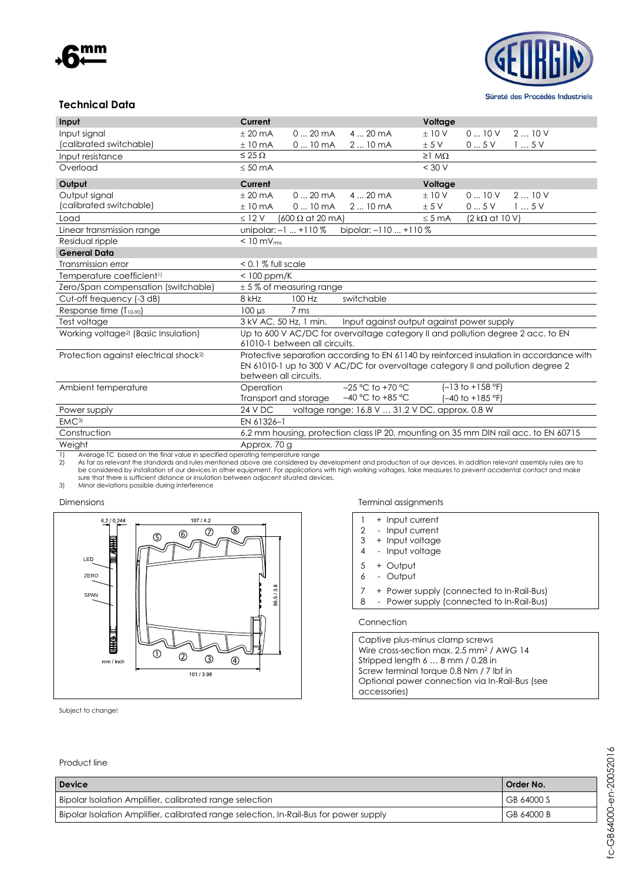## Technical Data

| Input | Current | | | Voltage | | |
|---|---|---|---|---|---|---|
| Input signal (calibrated switchable) | ± 20 mA<br>± 10 mA | 0 ... 20 mA<br>0 ... 10 mA | 4 ... 20 mA<br>2 ... 10 mA | ± 10 V<br>± 5 V | 0 ... 10 V<br>0 ... 5 V | 2 ... 10 V<br>1 ... 5 V |
| Input resistance | ≤ 25 Ω | | | ≥1 MΩ | | |
| Overload | ≤ 50 mA | | | < 30 V | | |
| **Output** | **Current** | | | **Voltage** | | |
| Output signal (calibrated switchable) | ± 20 mA<br>± 10 mA | 0 ... 20 mA<br>0 ... 10 mA | 4 ... 20 mA<br>2 ... 10 mA | ± 10 V<br>± 5 V | 0 ... 10 V<br>0 ... 5 V | 2 ... 10 V<br>1 ... 5 V |
| Load | ≤ 12 V (600 Ω at 20 mA) | | | ≤ 5 mA | (2 kΩ at 10 V) | |
| Linear transmission range | unipolar: –1 ... +110 % | bipolar: –110 ... +110 % | | | | |
| Residual ripple | < 10 $mV_{rms}$ | | | | | |
| **General Data** | | | | | | |
| Transmission error | < 0.1 % full scale | | | | | |
| Temperature coefficient[1] | < 100 ppm/K | | | | | |
| Zero/Span compensation (switchable) | ± 5 % of measuring range | | | | | |
| Cut-off frequency (-3 dB) | 8 kHz | 100 Hz | switchable | | | |
| Response time ($T_{10-90}$) | 100 µs | 7 ms | | | | |
| Test voltage | 3 kV AC, 50 Hz, 1 min. | Input against output against power supply | | | | |
| Working voltage[2] (Basic Insulation) | Up to 600 V AC/DC for overvoltage category II and pollution degree 2 acc. to EN 61010-1 between all circuits. | | | | | |
| Protection against electrical shock[2] | Protective separation according to EN 61140 by reinforced insulation in accordance with EN 61010-1 up to 300 V AC/DC for overvoltage category II and pollution degree 2 between all circuits. | | | | | |
| Ambient temperature | Operation<br>Transport and storage | –25 °C to +70 °C<br>–40 °C to +85 °C | (–13 to +158 °F)<br>(–40 to +185 °F) | | | |
| Power supply | 24 V DC | voltage range: 16.8 V ... 31.2 V DC, approx. 0.8 W | | | | |
| EMC[3] | EN 61326–1 | | | | | |
| Construction | 6.2 mm housing, protection class IP 20, mounting on 35 mm DIN rail acc. to EN 60715 | | | | | |
| Weight | Approx. 70 g | | | | | |

1) Average TC based on the final value in specified operating temperature range
2) As far as relevant the standards and rules mentioned above are considered by development and production of our devices. In addition relevant assembly rules are to be considered by installation of our devices in other equipment. For applications with high working voltages, take measures to prevent accidental contact and make sure that there is sufficient distance or insulation between adjacent situated devices.
3) Minor deviations possible during interference

Dimensions

6.2 / 0.244
107 / 4.2
LED
ZERO
SPAN
96.5 / 3.8
mm / inch
101 / 3.98
⑤ ⑥ ⑦ ⑧
① ② ③ ④

Terminal assignments

1 + Input current
2 - Input current
3 + Input voltage
4 - Input voltage

5 + Output
6 - Output

7 + Power supply (connected to In-Rail-Bus)
8 - Power supply (connected to In-Rail-Bus)

Connection

Captive plus-minus clamp screws
Wire cross-section max. 2.5 mm² / AWG 14
Stripped length 6 ... 8 mm / 0.28 in
Screw terminal torque 0.8 Nm / 7 lbf in
Optional power connection via In-Rail-Bus (see accessories)

Subject to change!

Product line

| Device | Order No. |
|---|---|
| Bipolar Isolation Amplifier, calibrated range selection | GB 64000 S |
| Bipolar Isolation Amplifier, calibrated range selection, In-Rail-Bus for power supply | GB 64000 B |

fc-GB64000-en-20052016